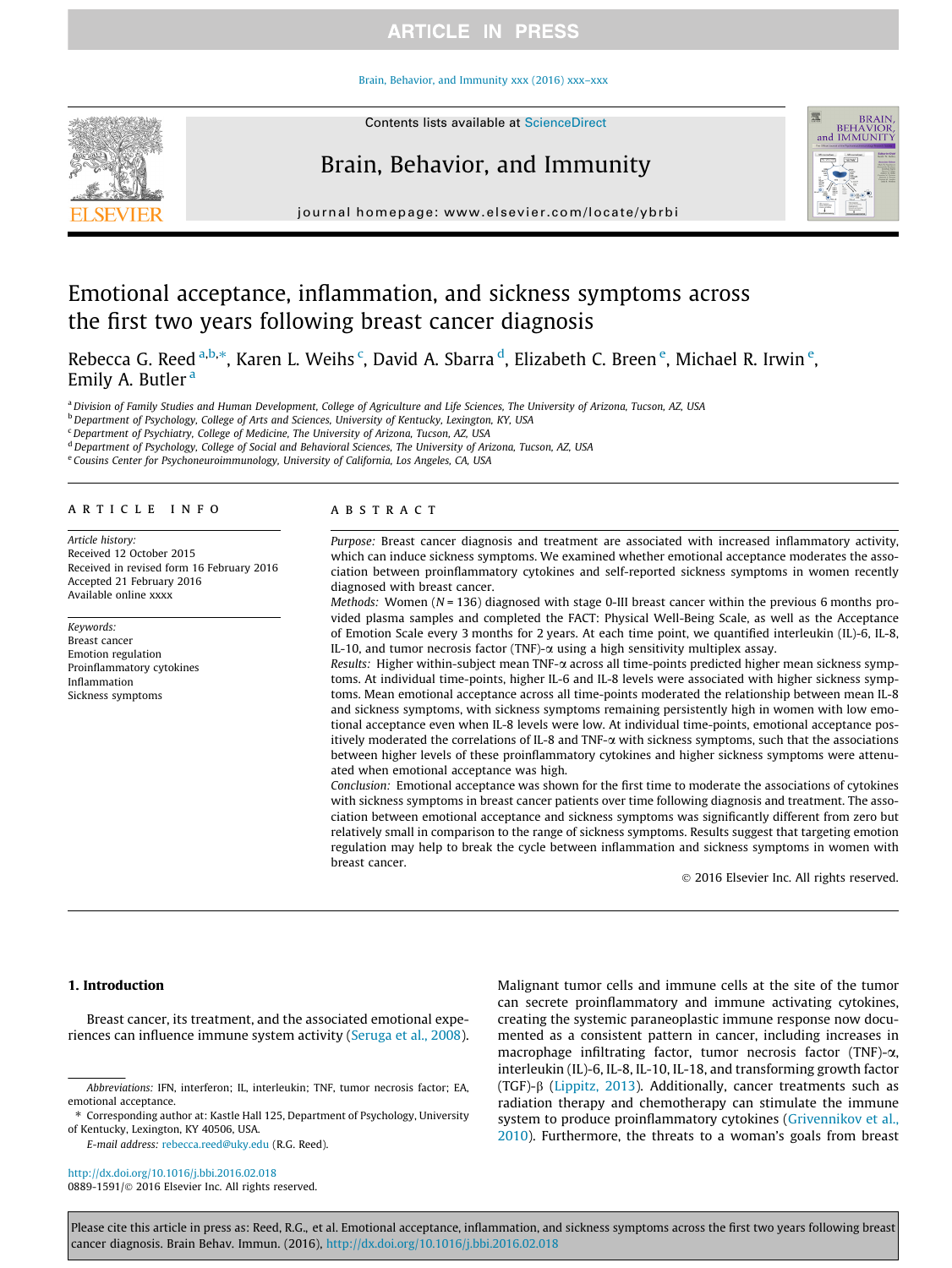# Emotional acceptance, inflammation, and sickness symptoms across the first two years following breast cancer diagnosis

Rebecca G. Reed [a,b,*], Karen L. Weihs [c], David A. Sbarra [d], Elizabeth C. Breen [e], Michael R. Irwin [e], Emily A. Butler [a]

[a] Division of Family Studies and Human Development, College of Agriculture and Life Sciences, The University of Arizona, Tucson, AZ, USA
[b] Department of Psychology, College of Arts and Sciences, University of Kentucky, Lexington, KY, USA
[c] Department of Psychiatry, College of Medicine, The University of Arizona, Tucson, AZ, USA
[d] Department of Psychology, College of Social and Behavioral Sciences, The University of Arizona, Tucson, AZ, USA
[e] Cousins Center for Psychoneuroimmunology, University of California, Los Angeles, CA, USA

## ARTICLE INFO

*Article history:*
Received 12 October 2015
Received in revised form 16 February 2016
Accepted 21 February 2016
Available online xxxx

*Keywords:*
Breast cancer
Emotion regulation
Proinflammatory cytokines
Inflammation
Sickness symptoms

## ABSTRACT

*Purpose:* Breast cancer diagnosis and treatment are associated with increased inflammatory activity, which can induce sickness symptoms. We examined whether emotional acceptance moderates the association between proinflammatory cytokines and self-reported sickness symptoms in women recently diagnosed with breast cancer.

*Methods:* Women ($N = 136$) diagnosed with stage 0-III breast cancer within the previous 6 months provided plasma samples and completed the FACT: Physical Well-Being Scale, as well as the Acceptance of Emotion Scale every 3 months for 2 years. At each time point, we quantified interleukin (IL)-6, IL-8, IL-10, and tumor necrosis factor (TNF)-α using a high sensitivity multiplex assay.

*Results:* Higher within-subject mean TNF-α across all time-points predicted higher mean sickness symptoms. At individual time-points, higher IL-6 and IL-8 levels were associated with higher sickness symptoms. Mean emotional acceptance across all time-points moderated the relationship between mean IL-8 and sickness symptoms, with sickness symptoms remaining persistently high in women with low emotional acceptance even when IL-8 levels were low. At individual time-points, emotional acceptance positively moderated the correlations of IL-8 and TNF-α with sickness symptoms, such that the associations between higher levels of these proinflammatory cytokines and higher sickness symptoms were attenuated when emotional acceptance was high.

*Conclusion:* Emotional acceptance was shown for the first time to moderate the associations of cytokines with sickness symptoms in breast cancer patients over time following diagnosis and treatment. The association between emotional acceptance and sickness symptoms was significantly different from zero but relatively small in comparison to the range of sickness symptoms. Results suggest that targeting emotion regulation may help to break the cycle between inflammation and sickness symptoms in women with breast cancer.

© 2016 Elsevier Inc. All rights reserved.

## 1. Introduction

Breast cancer, its treatment, and the associated emotional experiences can influence immune system activity (Seruga et al., 2008). Malignant tumor cells and immune cells at the site of the tumor can secrete proinflammatory and immune activating cytokines, creating the systemic paraneoplastic immune response now documented as a consistent pattern in cancer, including increases in macrophage infiltrating factor, tumor necrosis factor (TNF)-α, interleukin (IL)-6, IL-8, IL-10, IL-18, and transforming growth factor (TGF)-β (Lippitz, 2013). Additionally, cancer treatments such as radiation therapy and chemotherapy can stimulate the immune system to produce proinflammatory cytokines (Grivennikov et al., 2010). Furthermore, the threats to a woman's goals from breast

*Abbreviations:* IFN, interferon; IL, interleukin; TNF, tumor necrosis factor; EA, emotional acceptance.

\* Corresponding author at: Kastle Hall 125, Department of Psychology, University of Kentucky, Lexington, KY 40506, USA.

*E-mail address:* rebecca.reed@uky.edu (R.G. Reed).

http://dx.doi.org/10.1016/j.bbi.2016.02.018
0889-1591/© 2016 Elsevier Inc. All rights reserved.

Please cite this article in press as: Reed, R.G., et al. Emotional acceptance, inflammation, and sickness symptoms across the first two years following breast cancer diagnosis. Brain Behav. Immun. (2016), http://dx.doi.org/10.1016/j.bbi.2016.02.018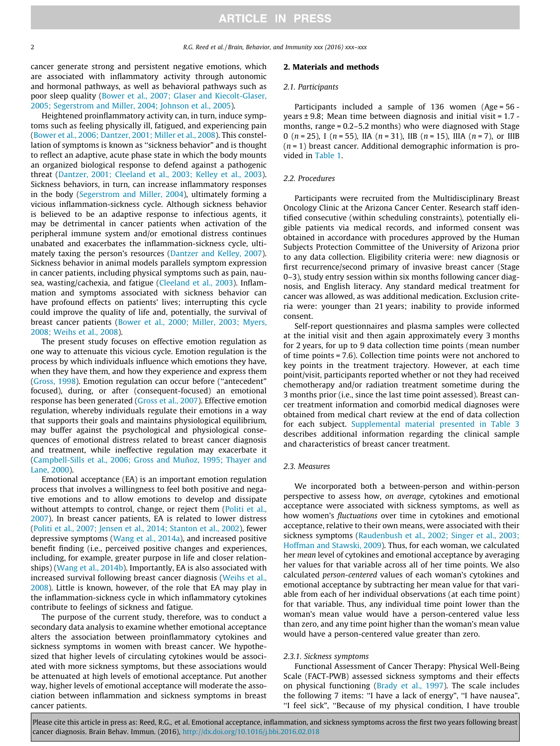cancer generate strong and persistent negative emotions, which are associated with inflammatory activity through autonomic and hormonal pathways, as well as behavioral pathways such as poor sleep quality (Bower et al., 2007; Glaser and Kiecolt-Glaser, 2005; Segerstrom and Miller, 2004; Johnson et al., 2005).

Heightened proinflammatory activity can, in turn, induce symptoms such as feeling physically ill, fatigued, and experiencing pain (Bower et al., 2006; Dantzer, 2001; Miller et al., 2008). This constellation of symptoms is known as "sickness behavior" and is thought to reflect an adaptive, acute phase state in which the body mounts an organized biological response to defend against a pathogenic threat (Dantzer, 2001; Cleeland et al., 2003; Kelley et al., 2003). Sickness behaviors, in turn, can increase inflammatory responses in the body (Segerstrom and Miller, 2004), ultimately forming a vicious inflammation-sickness cycle. Although sickness behavior is believed to be an adaptive response to infectious agents, it may be detrimental in cancer patients when activation of the peripheral immune system and/or emotional distress continues unabated and exacerbates the inflammation-sickness cycle, ultimately taxing the person's resources (Dantzer and Kelley, 2007). Sickness behavior in animal models parallels symptom expression in cancer patients, including physical symptoms such as pain, nausea, wasting/cachexia, and fatigue (Cleeland et al., 2003). Inflammation and symptoms associated with sickness behavior can have profound effects on patients' lives; interrupting this cycle could improve the quality of life and, potentially, the survival of breast cancer patients (Bower et al., 2000; Miller, 2003; Myers, 2008; Weihs et al., 2008).

The present study focuses on effective emotion regulation as one way to attenuate this vicious cycle. Emotion regulation is the process by which individuals influence which emotions they have, when they have them, and how they experience and express them (Gross, 1998). Emotion regulation can occur before ("antecedent" focused), during, or after (consequent-focused) an emotional response has been generated (Gross et al., 2007). Effective emotion regulation, whereby individuals regulate their emotions in a way that supports their goals and maintains physiological equilibrium, may buffer against the psychological and physiological consequences of emotional distress related to breast cancer diagnosis and treatment, while ineffective regulation may exacerbate it (Campbell-Sills et al., 2006; Gross and Muñoz, 1995; Thayer and Lane, 2000).

Emotional acceptance (EA) is an important emotion regulation process that involves a willingness to feel both positive and negative emotions and to allow emotions to develop and dissipate without attempts to control, change, or reject them (Politi et al., 2007). In breast cancer patients, EA is related to lower distress (Politi et al., 2007; Jensen et al., 2014; Stanton et al., 2002), fewer depressive symptoms (Wang et al., 2014a), and increased positive benefit finding (i.e., perceived positive changes and experiences, including, for example, greater purpose in life and closer relationships) (Wang et al., 2014b). Importantly, EA is also associated with increased survival following breast cancer diagnosis (Weihs et al., 2008). Little is known, however, of the role that EA may play in the inflammation-sickness cycle in which inflammatory cytokines contribute to feelings of sickness and fatigue.

The purpose of the current study, therefore, was to conduct a secondary data analysis to examine whether emotional acceptance alters the association between proinflammatory cytokines and sickness symptoms in women with breast cancer. We hypothesized that higher levels of circulating cytokines would be associated with more sickness symptoms, but these associations would be attenuated at high levels of emotional acceptance. Put another way, higher levels of emotional acceptance will moderate the association between inflammation and sickness symptoms in breast cancer patients.

## 2. Materials and methods

### 2.1. Participants

Participants included a sample of 136 women (Age = 56 years ± 9.8; Mean time between diagnosis and initial visit = 1.7 months, range = 0.2–5.2 months) who were diagnosed with Stage 0 ($n = 25$), I ($n = 55$), IIA ($n = 31$), IIB ($n = 15$), IIIA ($n = 7$), or IIIB ($n = 1$) breast cancer. Additional demographic information is provided in Table 1.

### 2.2. Procedures

Participants were recruited from the Multidisciplinary Breast Oncology Clinic at the Arizona Cancer Center. Research staff identified consecutive (within scheduling constraints), potentially eligible patients via medical records, and informed consent was obtained in accordance with procedures approved by the Human Subjects Protection Committee of the University of Arizona prior to any data collection. Eligibility criteria were: new diagnosis or first recurrence/second primary of invasive breast cancer (Stage 0–3), study entry session within six months following cancer diagnosis, and English literacy. Any standard medical treatment for cancer was allowed, as was additional medication. Exclusion criteria were: younger than 21 years; inability to provide informed consent.

Self-report questionnaires and plasma samples were collected at the initial visit and then again approximately every 3 months for 2 years, for up to 9 data collection time points (mean number of time points = 7.6). Collection time points were not anchored to key points in the treatment trajectory. However, at each time point/visit, participants reported whether or not they had received chemotherapy and/or radiation treatment sometime during the 3 months prior (i.e., since the last time point assessed). Breast cancer treatment information and comorbid medical diagnoses were obtained from medical chart review at the end of data collection for each subject. Supplemental material presented in Table 3 describes additional information regarding the clinical sample and characteristics of breast cancer treatment.

### 2.3. Measures

We incorporated both a between-person and within-person perspective to assess how, *on average*, cytokines and emotional acceptance were associated with sickness symptoms, as well as how women's *fluctuations* over time in cytokines and emotional acceptance, relative to their own means, were associated with their sickness symptoms (Raudenbush et al., 2002; Singer et al., 2003; Hoffman and Stawski, 2009). Thus, for each woman, we calculated her *mean* level of cytokines and emotional acceptance by averaging her values for that variable across all of her time points. We also calculated *person-centered* values of each woman's cytokines and emotional acceptance by subtracting her mean value for that variable from each of her individual observations (at each time point) for that variable. Thus, any individual time point lower than the woman's mean value would have a person-centered value less than zero, and any time point higher than the woman's mean value would have a person-centered value greater than zero.

#### 2.3.1. Sickness symptoms

Functional Assessment of Cancer Therapy: Physical Well-Being Scale (FACT-PWB) assessed sickness symptoms and their effects on physical functioning (Brady et al., 1997). The scale includes the following 7 items: "I have a lack of energy", "I have nausea", "I feel sick", "Because of my physical condition, I have trouble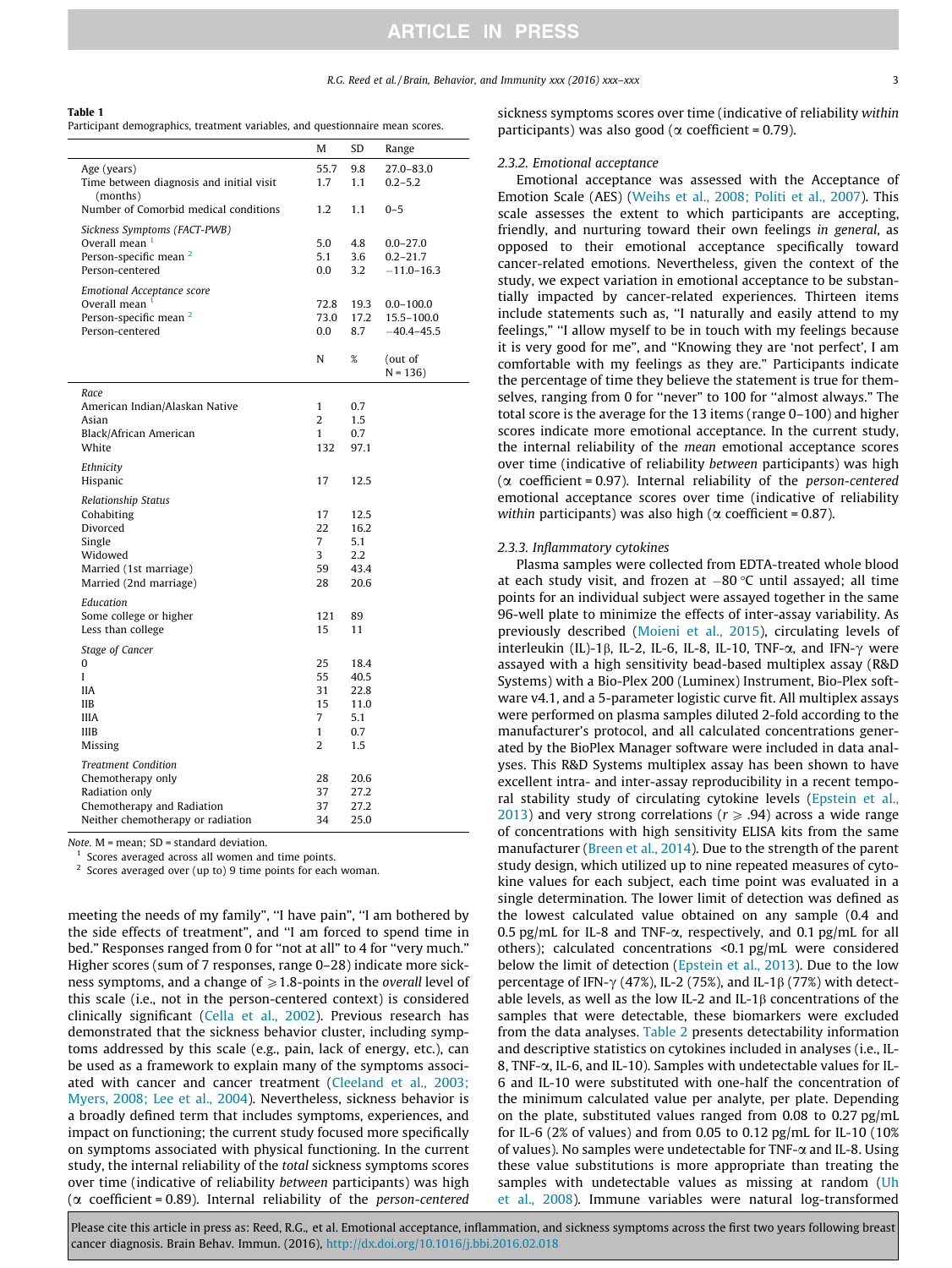**Table 1**
Participant demographics, treatment variables, and questionnaire mean scores.

| | M | SD | Range |
|---|---|---|---|
| Age (years) | 55.7 | 9.8 | 27.0–83.0 |
| Time between diagnosis and initial visit (months) | 1.7 | 1.1 | 0.2–5.2 |
| Number of Comorbid medical conditions | 1.2 | 1.1 | 0–5 |
| *Sickness Symptoms (FACT-PWB)* | | | |
| Overall mean [1] | 5.0 | 4.8 | 0.0–27.0 |
| Person-specific mean [2] | 5.1 | 3.6 | 0.2–21.7 |
| Person-centered | 0.0 | 3.2 | −11.0–16.3 |
| *Emotional Acceptance score* | | | |
| Overall mean [1] | 72.8 | 19.3 | 0.0–100.0 |
| Person-specific mean [2] | 73.0 | 17.2 | 15.5–100.0 |
| Person-centered | 0.0 | 8.7 | −40.4–45.5 |
| | N | % | (out of N = 136) |
| *Race* | | | |
| American Indian/Alaskan Native | 1 | 0.7 | |
| Asian | 2 | 1.5 | |
| Black/African American | 1 | 0.7 | |
| White | 132 | 97.1 | |
| *Ethnicity* | | | |
| Hispanic | 17 | 12.5 | |
| *Relationship Status* | | | |
| Cohabiting | 17 | 12.5 | |
| Divorced | 22 | 16.2 | |
| Single | 7 | 5.1 | |
| Widowed | 3 | 2.2 | |
| Married (1st marriage) | 59 | 43.4 | |
| Married (2nd marriage) | 28 | 20.6 | |
| *Education* | | | |
| Some college or higher | 121 | 89 | |
| Less than college | 15 | 11 | |
| *Stage of Cancer* | | | |
| 0 | 25 | 18.4 | |
| I | 55 | 40.5 | |
| IIA | 31 | 22.8 | |
| IIB | 15 | 11.0 | |
| IIIA | 7 | 5.1 | |
| IIIB | 1 | 0.7 | |
| Missing | 2 | 1.5 | |
| *Treatment Condition* | | | |
| Chemotherapy only | 28 | 20.6 | |
| Radiation only | 37 | 27.2 | |
| Chemotherapy and Radiation | 37 | 27.2 | |
| Neither chemotherapy or radiation | 34 | 25.0 | |

*Note.* M = mean; SD = standard deviation.
[1] Scores averaged across all women and time points.
[2] Scores averaged over (up to) 9 time points for each woman.

meeting the needs of my family", "I have pain", "I am bothered by the side effects of treatment", and "I am forced to spend time in bed." Responses ranged from 0 for "not at all" to 4 for "very much." Higher scores (sum of 7 responses, range 0–28) indicate more sickness symptoms, and a change of ⩾1.8-points in the *overall* level of this scale (i.e., not in the person-centered context) is considered clinically significant (Cella et al., 2002). Previous research has demonstrated that the sickness behavior cluster, including symptoms addressed by this scale (e.g., pain, lack of energy, etc.), can be used as a framework to explain many of the symptoms associated with cancer and cancer treatment (Cleeland et al., 2003; Myers, 2008; Lee et al., 2004). Nevertheless, sickness behavior is a broadly defined term that includes symptoms, experiences, and impact on functioning; the current study focused more specifically on symptoms associated with physical functioning. In the current study, the internal reliability of the *total* sickness symptoms scores over time (indicative of reliability *between* participants) was high (α coefficient = 0.89). Internal reliability of the *person-centered* sickness symptoms scores over time (indicative of reliability *within* participants) was also good (α coefficient = 0.79).

#### 2.3.2. Emotional acceptance

Emotional acceptance was assessed with the Acceptance of Emotion Scale (AES) (Weihs et al., 2008; Politi et al., 2007). This scale assesses the extent to which participants are accepting, friendly, and nurturing toward their own feelings *in general*, as opposed to their emotional acceptance specifically toward cancer-related emotions. Nevertheless, given the context of the study, we expect variation in emotional acceptance to be substantially impacted by cancer-related experiences. Thirteen items include statements such as, "I naturally and easily attend to my feelings," "I allow myself to be in touch with my feelings because it is very good for me", and "Knowing they are 'not perfect', I am comfortable with my feelings as they are." Participants indicate the percentage of time they believe the statement is true for themselves, ranging from 0 for "never" to 100 for "almost always." The total score is the average for the 13 items (range 0–100) and higher scores indicate more emotional acceptance. In the current study, the internal reliability of the *mean* emotional acceptance scores over time (indicative of reliability *between* participants) was high (α coefficient = 0.97). Internal reliability of the *person-centered* emotional acceptance scores over time (indicative of reliability *within* participants) was also high (α coefficient = 0.87).

#### 2.3.3. Inflammatory cytokines

Plasma samples were collected from EDTA-treated whole blood at each study visit, and frozen at −80 °C until assayed; all time points for an individual subject were assayed together in the same 96-well plate to minimize the effects of inter-assay variability. As previously described (Moieni et al., 2015), circulating levels of interleukin (IL)-1β, IL-2, IL-6, IL-8, IL-10, TNF-α, and IFN-γ were assayed with a high sensitivity bead-based multiplex assay (R&D Systems) with a Bio-Plex 200 (Luminex) Instrument, Bio-Plex software v4.1, and a 5-parameter logistic curve fit. All multiplex assays were performed on plasma samples diluted 2-fold according to the manufacturer's protocol, and all calculated concentrations generated by the BioPlex Manager software were included in data analyses. This R&D Systems multiplex assay has been shown to have excellent intra- and inter-assay reproducibility in a recent temporal stability study of circulating cytokine levels (Epstein et al., 2013) and very strong correlations ($r \geqslant .94$) across a wide range of concentrations with high sensitivity ELISA kits from the same manufacturer (Breen et al., 2014). Due to the strength of the parent study design, which utilized up to nine repeated measures of cytokine values for each subject, each time point was evaluated in a single determination. The lower limit of detection was defined as the lowest calculated value obtained on any sample (0.4 and 0.5 pg/mL for IL-8 and TNF-α, respectively, and 0.1 pg/mL for all others); calculated concentrations <0.1 pg/mL were considered below the limit of detection (Epstein et al., 2013). Due to the low percentage of IFN-γ (47%), IL-2 (75%), and IL-1β (77%) with detectable levels, as well as the low IL-2 and IL-1β concentrations of the samples that were detectable, these biomarkers were excluded from the data analyses. Table 2 presents detectability information and descriptive statistics on cytokines included in analyses (i.e., IL-8, TNF-α, IL-6, and IL-10). Samples with undetectable values for IL-6 and IL-10 were substituted with one-half the concentration of the minimum calculated value per analyte, per plate. Depending on the plate, substituted values ranged from 0.08 to 0.27 pg/mL for IL-6 (2% of values) and from 0.05 to 0.12 pg/mL for IL-10 (10% of values). No samples were undetectable for TNF-α and IL-8. Using these value substitutions is more appropriate than treating the samples with undetectable values as missing at random (Uh et al., 2008). Immune variables were natural log-transformed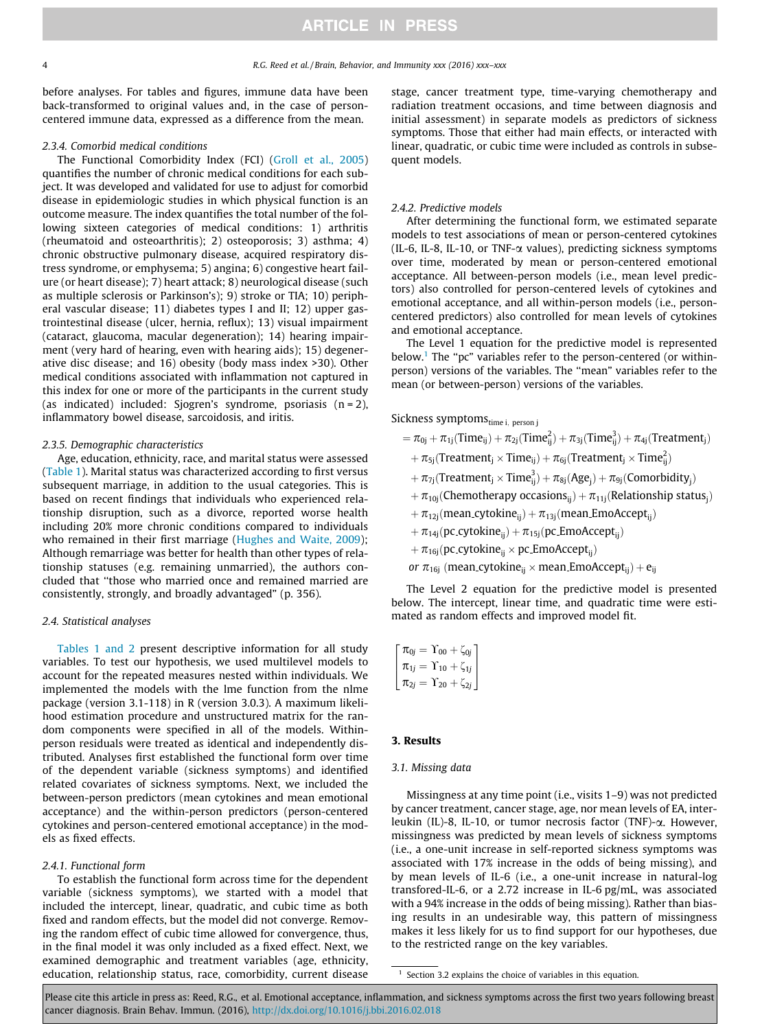before analyses. For tables and figures, immune data have been back-transformed to original values and, in the case of person-centered immune data, expressed as a difference from the mean.

#### 2.3.4. Comorbid medical conditions

The Functional Comorbidity Index (FCI) (Groll et al., 2005) quantifies the number of chronic medical conditions for each subject. It was developed and validated for use to adjust for comorbid disease in epidemiologic studies in which physical function is an outcome measure. The index quantifies the total number of the following sixteen categories of medical conditions: 1) arthritis (rheumatoid and osteoarthritis); 2) osteoporosis; 3) asthma; 4) chronic obstructive pulmonary disease, acquired respiratory distress syndrome, or emphysema; 5) angina; 6) congestive heart failure (or heart disease); 7) heart attack; 8) neurological disease (such as multiple sclerosis or Parkinson's); 9) stroke or TIA; 10) peripheral vascular disease; 11) diabetes types I and II; 12) upper gastrointestinal disease (ulcer, hernia, reflux); 13) visual impairment (cataract, glaucoma, macular degeneration); 14) hearing impairment (very hard of hearing, even with hearing aids); 15) degenerative disc disease; and 16) obesity (body mass index >30). Other medical conditions associated with inflammation not captured in this index for one or more of the participants in the current study (as indicated) included: Sjogren's syndrome, psoriasis (n = 2), inflammatory bowel disease, sarcoidosis, and iritis.

#### 2.3.5. Demographic characteristics

Age, education, ethnicity, race, and marital status were assessed (Table 1). Marital status was characterized according to first versus subsequent marriage, in addition to the usual categories. This is based on recent findings that individuals who experienced relationship disruption, such as a divorce, reported worse health including 20% more chronic conditions compared to individuals who remained in their first marriage (Hughes and Waite, 2009); Although remarriage was better for health than other types of relationship statuses (e.g. remaining unmarried), the authors concluded that "those who married once and remained married are consistently, strongly, and broadly advantaged" (p. 356).

### 2.4. Statistical analyses

Tables 1 and 2 present descriptive information for all study variables. To test our hypothesis, we used multilevel models to account for the repeated measures nested within individuals. We implemented the models with the lme function from the nlme package (version 3.1-118) in R (version 3.0.3). A maximum likelihood estimation procedure and unstructured matrix for the random components were specified in all of the models. Within-person residuals were treated as identical and independently distributed. Analyses first established the functional form over time of the dependent variable (sickness symptoms) and identified related covariates of sickness symptoms. Next, we included the between-person predictors (mean cytokines and mean emotional acceptance) and the within-person predictors (person-centered cytokines and person-centered emotional acceptance) in the models as fixed effects.

#### 2.4.1. Functional form

To establish the functional form across time for the dependent variable (sickness symptoms), we started with a model that included the intercept, linear, quadratic, and cubic time as both fixed and random effects, but the model did not converge. Removing the random effect of cubic time allowed for convergence, thus, in the final model it was only included as a fixed effect. Next, we examined demographic and treatment variables (age, ethnicity, education, relationship status, race, comorbidity, current disease stage, cancer treatment type, time-varying chemotherapy and radiation treatment occasions, and time between diagnosis and initial assessment) in separate models as predictors of sickness symptoms. Those that either had main effects, or interacted with linear, quadratic, or cubic time were included as controls in subsequent models.

#### 2.4.2. Predictive models

After determining the functional form, we estimated separate models to test associations of mean or person-centered cytokines (IL-6, IL-8, IL-10, or TNF-α values), predicting sickness symptoms over time, moderated by mean or person-centered emotional acceptance. All between-person models (i.e., mean level predictors) also controlled for person-centered levels of cytokines and emotional acceptance, and all within-person models (i.e., person-centered predictors) also controlled for mean levels of cytokines and emotional acceptance.

The Level 1 equation for the predictive model is represented below.[1] The "pc" variables refer to the person-centered (or within-person) versions of the variables. The "mean" variables refer to the mean (or between-person) versions of the variables.

$$
\begin{aligned}
\text{Sickness symptoms}_{\text{time i, person j}} &= \pi_{0j} + \pi_{1j}(\text{Time}_{ij}) + \pi_{2j}(\text{Time}^2_{ij}) + \pi_{3j}(\text{Time}^3_{ij}) + \pi_{4j}(\text{Treatment}_j) \\
&+ \pi_{5j}(\text{Treatment}_j \times \text{Time}_{ij}) + \pi_{6j}(\text{Treatment}_j \times \text{Time}^2_{ij}) \\
&+ \pi_{7j}(\text{Treatment}_j \times \text{Time}^3_{ij}) + \pi_{8j}(\text{Age}_j) + \pi_{9j}(\text{Comorbidity}_j) \\
&+ \pi_{10j}(\text{Chemotherapy occasions}_{ij}) + \pi_{11j}(\text{Relationship status}_j) \\
&+ \pi_{12j}(\text{mean\_cytokine}_{ij}) + \pi_{13j}(\text{mean\_EmoAccept}_{ij}) \\
&+ \pi_{14j}(\text{pc\_cytokine}_{ij}) + \pi_{15j}(\text{pc\_EmoAccept}_{ij}) \\
&+ \pi_{16j}(\text{pc\_cytokine}_{ij} \times \text{pc\_EmoAccept}_{ij}) \\
&\textit{or } \pi_{16j}\ (\text{mean\_cytokine}_{ij} \times \text{mean\_EmoAccept}_{ij}) + e_{ij}
\end{aligned}
$$

The Level 2 equation for the predictive model is presented below. The intercept, linear time, and quadratic time were estimated as random effects and improved model fit.

$$
\begin{bmatrix}
\pi_{0j} = \Upsilon_{00} + \zeta_{0j} \\
\pi_{1j} = \Upsilon_{10} + \zeta_{1j} \\
\pi_{2j} = \Upsilon_{20} + \zeta_{2j}
\end{bmatrix}
$$

## 3. Results

### 3.1. Missing data

Missingness at any time point (i.e., visits 1–9) was not predicted by cancer treatment, cancer stage, age, nor mean levels of EA, interleukin (IL)-8, IL-10, or tumor necrosis factor (TNF)-α. However, missingness was predicted by mean levels of sickness symptoms (i.e., a one-unit increase in self-reported sickness symptoms was associated with 17% increase in the odds of being missing), and by mean levels of IL-6 (i.e., a one-unit increase in natural-log transofed-IL-6, or a 2.72 increase in IL-6 pg/mL, was associated with a 94% increase in the odds of being missing). Rather than biasing results in an undesirable way, this pattern of missingness makes it less likely for us to find support for our hypotheses, due to the restricted range on the key variables.

[1] Section 3.2 explains the choice of variables in this equation.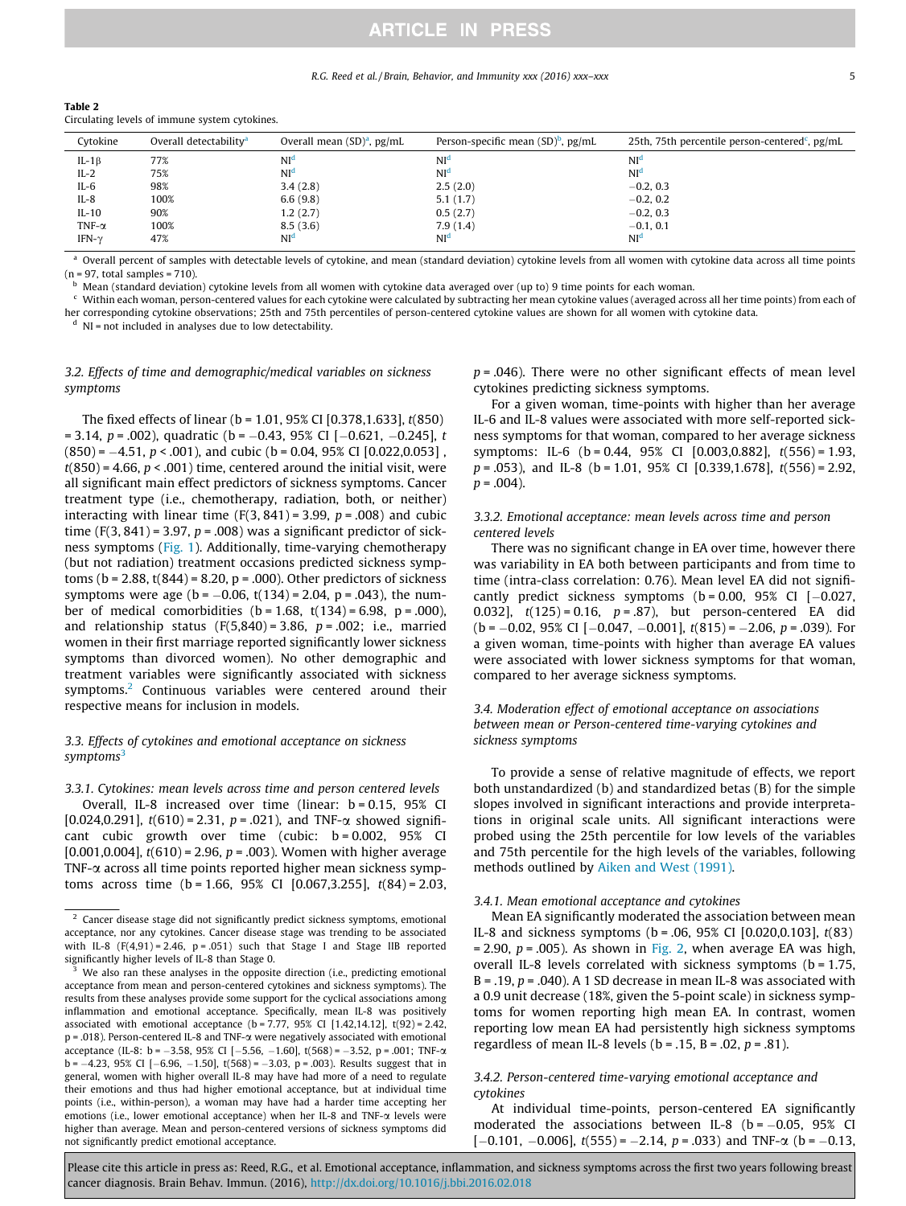**Table 2**
Circulating levels of immune system cytokines.

| Cytokine | Overall detectability[a] | Overall mean (SD)[a], pg/mL | Person-specific mean (SD)[b], pg/mL | 25th, 75th percentile person-centered[c], pg/mL |
|---|---|---|---|---|
| IL-1β | 77% | NI[d] | NI[d] | NI[d] |
| IL-2 | 75% | NI[d] | NI[d] | NI[d] |
| IL-6 | 98% | 3.4 (2.8) | 2.5 (2.0) | −0.2, 0.3 |
| IL-8 | 100% | 6.6 (9.8) | 5.1 (1.7) | −0.2, 0.2 |
| IL-10 | 90% | 1.2 (2.7) | 0.5 (2.7) | −0.2, 0.3 |
| TNF-α | 100% | 8.5 (3.6) | 7.9 (1.4) | −0.1, 0.1 |
| IFN-γ | 47% | NI[d] | NI[d] | NI[d] |

[a] Overall percent of samples with detectable levels of cytokine, and mean (standard deviation) cytokine levels from all women with cytokine data across all time points (n = 97, total samples = 710).
[b] Mean (standard deviation) cytokine levels from all women with cytokine data averaged over (up to) 9 time points for each woman.
[c] Within each woman, person-centered values for each cytokine were calculated by subtracting her mean cytokine values (averaged across all her time points) from each of her corresponding cytokine observations; 25th and 75th percentiles of person-centered cytokine values are shown for all women with cytokine data.
[d] NI = not included in analyses due to low detectability.

### 3.2. Effects of time and demographic/medical variables on sickness symptoms

The fixed effects of linear (b = 1.01, 95% CI [0.378,1.633], $t(850)$ = 3.14, $p$ = .002), quadratic (b = −0.43, 95% CI [−0.621, −0.245], $t(850)$ = −4.51, $p$ < .001), and cubic (b = 0.04, 95% CI [0.022,0.053], $t(850)$ = 4.66, $p$ < .001) time, centered around the initial visit, were all significant main effect predictors of sickness symptoms. Cancer treatment type (i.e., chemotherapy, radiation, both, or neither) interacting with linear time (F(3, 841) = 3.99, $p$ = .008) and cubic time (F(3, 841) = 3.97, $p$ = .008) was a significant predictor of sickness symptoms (Fig. 1). Additionally, time-varying chemotherapy (but not radiation) treatment occasions predicted sickness symptoms (b = 2.88, t(844) = 8.20, p = .000). Other predictors of sickness symptoms were age (b = −0.06, t(134) = 2.04, p = .043), the number of medical comorbidities (b = 1.68, t(134) = 6.98, p = .000), and relationship status (F(5,840) = 3.86, $p$ = .002; i.e., married women in their first marriage reported significantly lower sickness symptoms than divorced women). No other demographic and treatment variables were significantly associated with sickness symptoms.[2] Continuous variables were centered around their respective means for inclusion in models.

### 3.3. Effects of cytokines and emotional acceptance on sickness symptoms[3]

#### 3.3.1. Cytokines: mean levels across time and person centered levels

Overall, IL-8 increased over time (linear: b = 0.15, 95% CI [0.024,0.291], $t(610)$ = 2.31, $p$ = .021), and TNF-α showed significant cubic growth over time (cubic: b = 0.002, 95% CI [0.001,0.004], $t(610)$ = 2.96, $p$ = .003). Women with higher average TNF-α across all time points reported higher mean sickness symptoms across time (b = 1.66, 95% CI [0.067,3.255], $t(84)$ = 2.03, $p$ = .046). There were no other significant effects of mean level cytokines predicting sickness symptoms.

For a given woman, time-points with higher than her average IL-6 and IL-8 values were associated with more self-reported sickness symptoms for that woman, compared to her average sickness symptoms: IL-6 (b = 0.44, 95% CI [0.003,0.882], $t(556)$ = 1.93, $p$ = .053), and IL-8 (b = 1.01, 95% CI [0.339,1.678], $t(556)$ = 2.92, $p$ = .004).

#### 3.3.2. Emotional acceptance: mean levels across time and person centered levels

There was no significant change in EA over time, however there was variability in EA both between participants and from time to time (intra-class correlation: 0.76). Mean level EA did not significantly predict sickness symptoms (b = 0.00, 95% CI [−0.027, 0.032], $t(125)$ = 0.16, $p$ = .87), but person-centered EA did (b = −0.02, 95% CI [−0.047, −0.001], $t(815)$ = −2.06, $p$ = .039). For a given woman, time-points with higher than average EA values were associated with lower sickness symptoms for that woman, compared to her average sickness symptoms.

### 3.4. Moderation effect of emotional acceptance on associations between mean or Person-centered time-varying cytokines and sickness symptoms

To provide a sense of relative magnitude of effects, we report both unstandardized (b) and standardized betas (B) for the simple slopes involved in significant interactions and provide interpretations in original scale units. All significant interactions were probed using the 25th percentile for low levels of the variables and 75th percentile for the high levels of the variables, following methods outlined by Aiken and West (1991).

#### 3.4.1. Mean emotional acceptance and cytokines

Mean EA significantly moderated the association between mean IL-8 and sickness symptoms (b = .06, 95% CI [0.020,0.103], $t(83)$ = 2.90, $p$ = .005). As shown in Fig. 2, when average EA was high, overall IL-8 levels correlated with sickness symptoms (b = 1.75, B = .19, $p$ = .040). A 1 SD decrease in mean IL-8 was associated with a 0.9 unit decrease (18%, given the 5-point scale) in sickness symptoms for women reporting high mean EA. In contrast, women reporting low mean EA had persistently high sickness symptoms regardless of mean IL-8 levels (b = .15, B = .02, $p$ = .81).

#### 3.4.2. Person-centered time-varying emotional acceptance and cytokines

At individual time-points, person-centered EA significantly moderated the associations between IL-8 (b = −0.05, 95% CI [−0.101, −0.006], $t(555)$ = −2.14, $p$ = .033) and TNF-α (b = −0.13,

---

[2] Cancer disease stage did not significantly predict sickness symptoms, emotional acceptance, nor any cytokines. Cancer disease stage was trending to be associated with IL-8 (F(4,91) = 2.46, p = .051) such that Stage I and Stage IIB reported significantly higher levels of IL-8 than Stage 0.

[3] We also ran these analyses in the opposite direction (i.e., predicting emotional acceptance from mean and person-centered cytokines and sickness symptoms). The results from these analyses provide some support for the cyclical associations among inflammation and emotional acceptance. Specifically, mean IL-8 was positively associated with emotional acceptance (b = 7.77, 95% CI [1.42,14.12], t(92) = 2.42, p = .018). Person-centered IL-8 and TNF-α were negatively associated with emotional acceptance (IL-8: b = −3.58, 95% CI [−5.56, −1.60], t(568) = −3.52, p = .001; TNF-α b = −4.23, 95% CI [−6.96, −1.50], t(568) = −3.03, p = .003). Results suggest that in general, women with higher overall IL-8 may have had more of a need to regulate their emotions and thus had higher emotional acceptance, but at individual time points (i.e., within-person), a woman may have had a harder time accepting her emotions (i.e., lower emotional acceptance) when her IL-8 and TNF-α levels were higher than average. Mean and person-centered versions of sickness symptoms did not significantly predict emotional acceptance.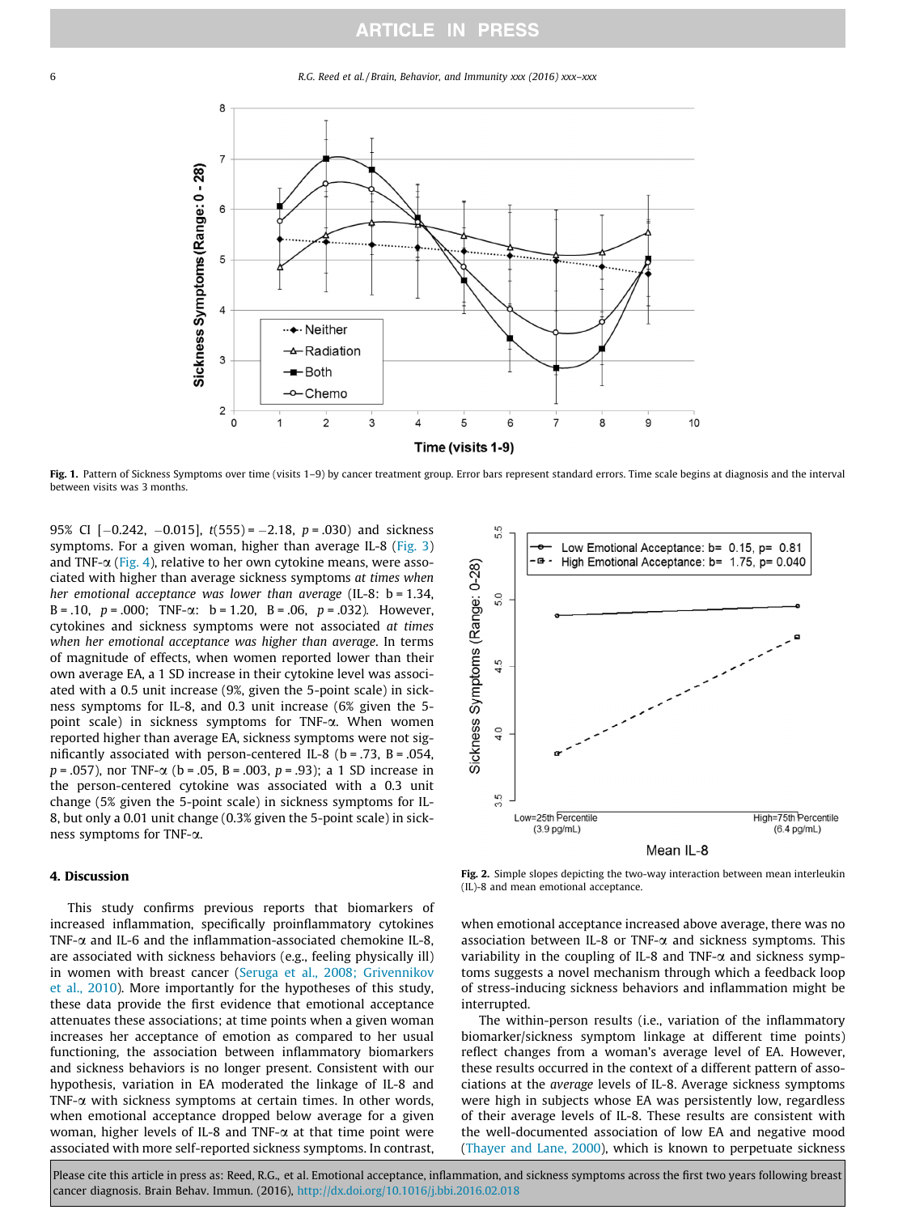Fig. 1. Pattern of Sickness Symptoms over time (visits 1–9) by cancer treatment group. Error bars represent standard errors. Time scale begins at diagnosis and the interval between visits was 3 months.

95% CI [−0.242, −0.015], $t(555) = -2.18$, $p = .030$) and sickness symptoms. For a given woman, higher than average IL-8 (Fig. 3) and TNF-α (Fig. 4), relative to her own cytokine means, were associated with higher than average sickness symptoms *at times when her emotional acceptance was lower than average* (IL-8: $b = 1.34$, $B = .10$, $p = .000$; TNF-α: $b = 1.20$, $B = .06$, $p = .032$). However, cytokines and sickness symptoms were not associated *at times when her emotional acceptance was higher than average*. In terms of magnitude of effects, when women reported lower than their own average EA, a 1 SD increase in their cytokine level was associated with a 0.5 unit increase (9%, given the 5-point scale) in sickness symptoms for IL-8, and 0.3 unit increase (6% given the 5-point scale) in sickness symptoms for TNF-α. When women reported higher than average EA, sickness symptoms were not significantly associated with person-centered IL-8 ($b = .73$, $B = .054$, $p = .057$), nor TNF-α ($b = .05$, $B = .003$, $p = .93$); a 1 SD increase in the person-centered cytokine was associated with a 0.3 unit change (5% given the 5-point scale) in sickness symptoms for IL-8, but only a 0.01 unit change (0.3% given the 5-point scale) in sickness symptoms for TNF-α.

Fig. 2. Simple slopes depicting the two-way interaction between mean interleukin (IL)-8 and mean emotional acceptance.

## 4. Discussion

This study confirms previous reports that biomarkers of increased inflammation, specifically proinflammatory cytokines TNF-α and IL-6 and the inflammation-associated chemokine IL-8, are associated with sickness behaviors (e.g., feeling physically ill) in women with breast cancer (Seruga et al., 2008; Grivennikov et al., 2010). More importantly for the hypotheses of this study, these data provide the first evidence that emotional acceptance attenuates these associations; at time points when a given woman increases her acceptance of emotion as compared to her usual functioning, the association between inflammatory biomarkers and sickness behaviors is no longer present. Consistent with our hypothesis, variation in EA moderated the linkage of IL-8 and TNF-α with sickness symptoms at certain times. In other words, when emotional acceptance dropped below average for a given woman, higher levels of IL-8 and TNF-α at that time point were associated with more self-reported sickness symptoms. In contrast, when emotional acceptance increased above average, there was no association between IL-8 or TNF-α and sickness symptoms. This variability in the coupling of IL-8 and TNF-α and sickness symptoms suggests a novel mechanism through which a feedback loop of stress-inducing sickness behaviors and inflammation might be interrupted.

The within-person results (i.e., variation of the inflammatory biomarker/sickness symptom linkage at different time points) reflect changes from a woman's average level of EA. However, these results occurred in the context of a different pattern of associations at the *average* levels of IL-8. Average sickness symptoms were high in subjects whose EA was persistently low, regardless of their average levels of IL-8. These results are consistent with the well-documented association of low EA and negative mood (Thayer and Lane, 2000), which is known to perpetuate sickness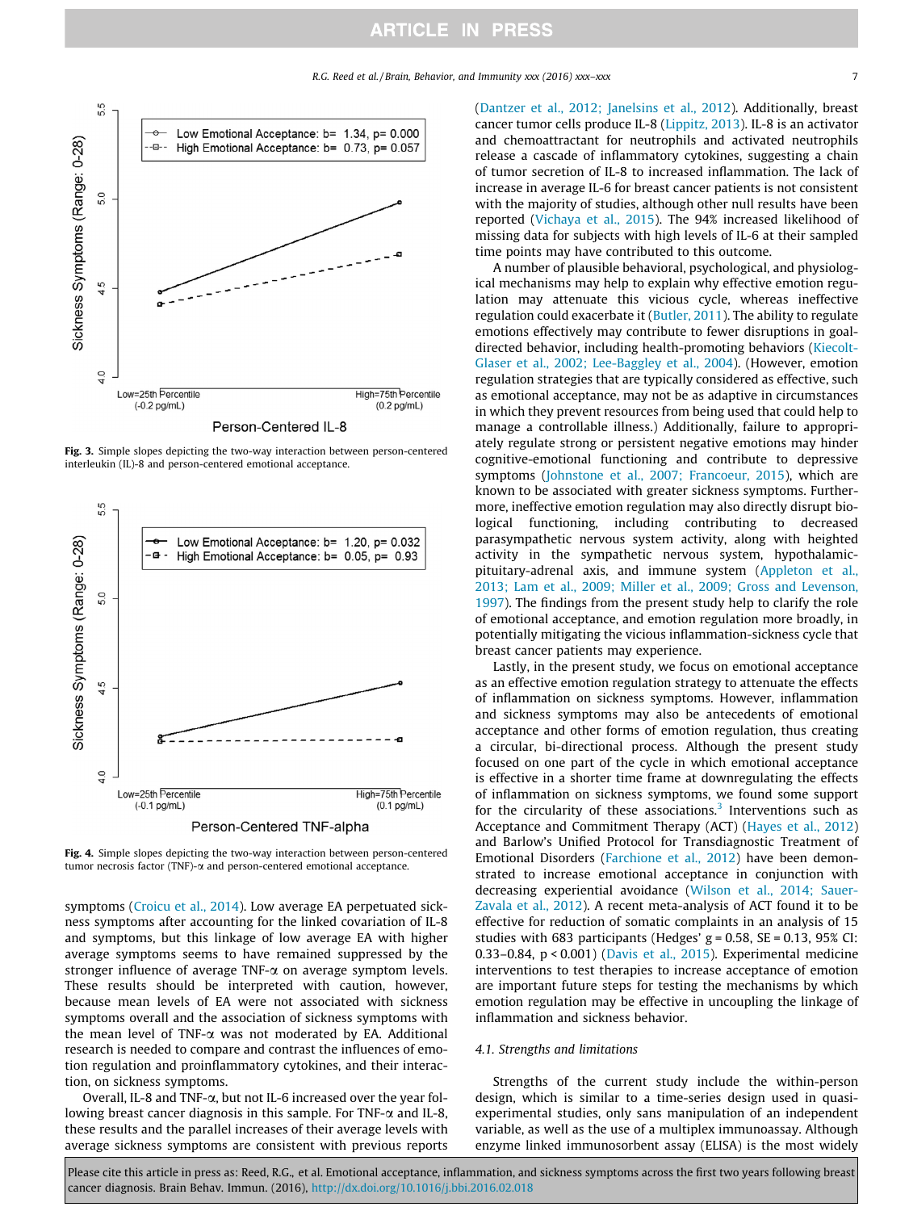Fig. 3. Simple slopes depicting the two-way interaction between person-centered interleukin (IL)-8 and person-centered emotional acceptance.

Fig. 4. Simple slopes depicting the two-way interaction between person-centered tumor necrosis factor (TNF)-α and person-centered emotional acceptance.

symptoms (Croicu et al., 2014). Low average EA perpetuated sickness symptoms after accounting for the linked covariation of IL-8 and symptoms, but this linkage of low average EA with higher average symptoms seems to have remained suppressed by the stronger influence of average TNF-α on average symptom levels. These results should be interpreted with caution, however, because mean levels of EA were not associated with sickness symptoms overall and the association of sickness symptoms with the mean level of TNF-α was not moderated by EA. Additional research is needed to compare and contrast the influences of emotion regulation and proinflammatory cytokines, and their interaction, on sickness symptoms.

Overall, IL-8 and TNF-α, but not IL-6 increased over the year following breast cancer diagnosis in this sample. For TNF-α and IL-8, these results and the parallel increases of their average levels with average sickness symptoms are consistent with previous reports (Dantzer et al., 2012; Janelsins et al., 2012). Additionally, breast cancer tumor cells produce IL-8 (Lippitz, 2013). IL-8 is an activator and chemoattractant for neutrophils and activated neutrophils release a cascade of inflammatory cytokines, suggesting a chain of tumor secretion of IL-8 to increased inflammation. The lack of increase in average IL-6 for breast cancer patients is not consistent with the majority of studies, although other null results have been reported (Vichaya et al., 2015). The 94% increased likelihood of missing data for subjects with high levels of IL-6 at their sampled time points may have contributed to this outcome.

A number of plausible behavioral, psychological, and physiological mechanisms may help to explain why effective emotion regulation may attenuate this vicious cycle, whereas ineffective regulation could exacerbate it (Butler, 2011). The ability to regulate emotions effectively may contribute to fewer disruptions in goal-directed behavior, including health-promoting behaviors (Kiecolt-Glaser et al., 2002; Lee-Baggley et al., 2004). (However, emotion regulation strategies that are typically considered as effective, such as emotional acceptance, may not be as adaptive in circumstances in which they prevent resources from being used that could help to manage a controllable illness.) Additionally, failure to appropriately regulate strong or persistent negative emotions may hinder cognitive-emotional functioning and contribute to depressive symptoms (Johnstone et al., 2007; Francoeur, 2015), which are known to be associated with greater sickness symptoms. Furthermore, ineffective emotion regulation may also directly disrupt biological functioning, including contributing to decreased parasympathetic nervous system activity, along with heighted activity in the sympathetic nervous system, hypothalamic-pituitary-adrenal axis, and immune system (Appleton et al., 2013; Lam et al., 2009; Miller et al., 2009; Gross and Levenson, 1997). The findings from the present study help to clarify the role of emotional acceptance, and emotion regulation more broadly, in potentially mitigating the vicious inflammation-sickness cycle that breast cancer patients may experience.

Lastly, in the present study, we focus on emotional acceptance as an effective emotion regulation strategy to attenuate the effects of inflammation on sickness symptoms. However, inflammation and sickness symptoms may also be antecedents of emotional acceptance and other forms of emotion regulation, thus creating a circular, bi-directional process. Although the present study focused on one part of the cycle in which emotional acceptance is effective in a shorter time frame at downregulating the effects of inflammation on sickness symptoms, we found some support for the circularity of these associations.[3] Interventions such as Acceptance and Commitment Therapy (ACT) (Hayes et al., 2012) and Barlow's Unified Protocol for Transdiagnostic Treatment of Emotional Disorders (Farchione et al., 2012) have been demonstrated to increase emotional acceptance in conjunction with decreasing experiential avoidance (Wilson et al., 2014; Sauer-Zavala et al., 2012). A recent meta-analysis of ACT found it to be effective for reduction of somatic complaints in an analysis of 15 studies with 683 participants (Hedges' g = 0.58, SE = 0.13, 95% CI: 0.33–0.84, $p < 0.001$) (Davis et al., 2015). Experimental medicine interventions to test therapies to increase acceptance of emotion are important future steps for testing the mechanisms by which emotion regulation may be effective in uncoupling the linkage of inflammation and sickness behavior.

### 4.1. Strengths and limitations

Strengths of the current study include the within-person design, which is similar to a time-series design used in quasi-experimental studies, only sans manipulation of an independent variable, as well as the use of a multiplex immunoassay. Although enzyme linked immunosorbent assay (ELISA) is the most widely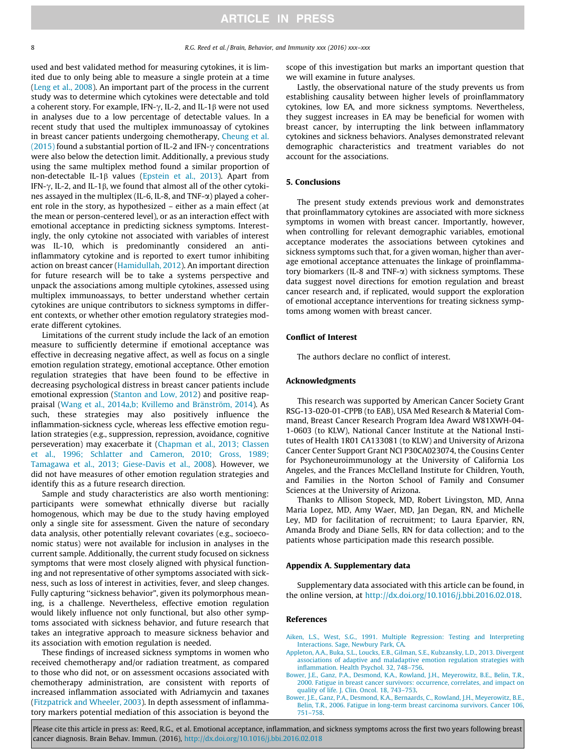used and best validated method for measuring cytokines, it is limited due to only being able to measure a single protein at a time (Leng et al., 2008). An important part of the process in the current study was to determine which cytokines were detectable and told a coherent story. For example, IFN-γ, IL-2, and IL-1β were not used in analyses due to a low percentage of detectable values. In a recent study that used the multiplex immunoassay of cytokines in breast cancer patients undergoing chemotherapy, Cheung et al. (2015) found a substantial portion of IL-2 and IFN-γ concentrations were also below the detection limit. Additionally, a previous study using the same multiplex method found a similar proportion of non-detectable IL-1β values (Epstein et al., 2013). Apart from IFN-γ, IL-2, and IL-1β, we found that almost all of the other cytokines assayed in the multiplex (IL-6, IL-8, and TNF-α) played a coherent role in the story, as hypothesized – either as a main effect (at the mean or person-centered level), or as an interaction effect with emotional acceptance in predicting sickness symptoms. Interestingly, the only cytokine not associated with variables of interest was IL-10, which is predominantly considered an anti-inflammatory cytokine and is reported to exert tumor inhibiting action on breast cancer (Hamidullah, 2012). An important direction for future research will be to take a systems perspective and unpack the associations among multiple cytokines, assessed using multiplex immunoassays, to better understand whether certain cytokines are unique contributors to sickness symptoms in different contexts, or whether other emotion regulatory strategies moderate different cytokines.

Limitations of the current study include the lack of an emotion measure to sufficiently determine if emotional acceptance was effective in decreasing negative affect, as well as focus on a single emotion regulation strategy, emotional acceptance. Other emotion regulation strategies that have been found to be effective in decreasing psychological distress in breast cancer patients include emotional expression (Stanton and Low, 2012) and positive reappraisal (Wang et al., 2014a,b; Kvillemo and Bränström, 2014). As such, these strategies may also positively influence the inflammation-sickness cycle, whereas less effective emotion regulation strategies (e.g., suppression, repression, avoidance, cognitive perseveration) may exacerbate it (Chapman et al., 2013; Classen et al., 1996; Schlatter and Cameron, 2010; Gross, 1989; Tamagawa et al., 2013; Giese-Davis et al., 2008). However, we did not have measures of other emotion regulation strategies and identify this as a future research direction.

Sample and study characteristics are also worth mentioning: participants were somewhat ethnically diverse but racially homogenous, which may be due to the study having employed only a single site for assessment. Given the nature of secondary data analysis, other potentially relevant covariates (e.g., socioeconomic status) were not available for inclusion in analyses in the current sample. Additionally, the current study focused on sickness symptoms that were most closely aligned with physical functioning and not representative of other symptoms associated with sickness, such as loss of interest in activities, fever, and sleep changes. Fully capturing "sickness behavior", given its polymorphous meaning, is a challenge. Nevertheless, effective emotion regulation would likely influence not only functional, but also other symptoms associated with sickness behavior, and future research that takes an integrative approach to measure sickness behavior and its association with emotion regulation is needed.

These findings of increased sickness symptoms in women who received chemotherapy and/or radiation treatment, as compared to those who did not, or on assessment occasions associated with chemotherapy administration, are consistent with reports of increased inflammation associated with Adriamycin and taxanes (Fitzpatrick and Wheeler, 2003). In depth assessment of inflammatory markers potential mediation of this association is beyond the scope of this investigation but marks an important question that we will examine in future analyses.

Lastly, the observational nature of the study prevents us from establishing causality between higher levels of proinflammatory cytokines, low EA, and more sickness symptoms. Nevertheless, they suggest increases in EA may be beneficial for women with breast cancer, by interrupting the link between inflammatory cytokines and sickness behaviors. Analyses demonstrated relevant demographic characteristics and treatment variables do not account for the associations.

## 5. Conclusions

The present study extends previous work and demonstrates that proinflammatory cytokines are associated with more sickness symptoms in women with breast cancer. Importantly, however, when controlling for relevant demographic variables, emotional acceptance moderates the associations between cytokines and sickness symptoms such that, for a given woman, higher than average emotional acceptance attenuates the linkage of proinflammatory biomarkers (IL-8 and TNF-α) with sickness symptoms. These data suggest novel directions for emotion regulation and breast cancer research and, if replicated, would support the exploration of emotional acceptance interventions for treating sickness symptoms among women with breast cancer.

## Conflict of Interest

The authors declare no conflict of interest.

## Acknowledgments

This research was supported by American Cancer Society Grant RSG-13-020-01-CPPB (to EAB), USA Med Research & Material Command, Breast Cancer Research Program Idea Award W81XWH-04-1-0603 (to KLW), National Cancer Institute at the National Institutes of Health 1R01 CA133081 (to KLW) and University of Arizona Cancer Center Support Grant NCI P30CA023074, the Cousins Center for Psychoneuroimmunology at the University of California Los Angeles, and the Frances McClelland Institute for Children, Youth, and Families in the Norton School of Family and Consumer Sciences at the University of Arizona.

Thanks to Allison Stopeck, MD, Robert Livingston, MD, Anna Maria Lopez, MD, Amy Waer, MD, Jan Degan, RN, and Michelle Ley, MD for facilitation of recruitment; to Laura Eparvier, RN, Amanda Brody and Diane Sells, RN for data collection; and to the patients whose participation made this research possible.

## Appendix A. Supplementary data

Supplementary data associated with this article can be found, in the online version, at http://dx.doi.org/10.1016/j.bbi.2016.02.018.

## References

Aiken, L.S., West, S.G., 1991. Multiple Regression: Testing and Interpreting Interactions. Sage, Newbury Park, CA.

Appleton, A.A., Buka, S.L., Loucks, E.B., Gilman, S.E., Kubzansky, L.D., 2013. Divergent associations of adaptive and maladaptive emotion regulation strategies with inflammation. Health Psychol. 32, 748–756.

Bower, J.E., Ganz, P.A., Desmond, K.A., Rowland, J.H., Meyerowitz, B.E., Belin, T.R., 2000. Fatigue in breast cancer survivors: occurrence, correlates, and impact on quality of life. J. Clin. Oncol. 18, 743–753.

Bower, J.E., Ganz, P.A., Desmond, K.A., Bernaards, C., Rowland, J.H., Meyerowitz, B.E., Belin, T.R., 2006. Fatigue in long-term breast carcinoma survivors. Cancer 106, 751–758.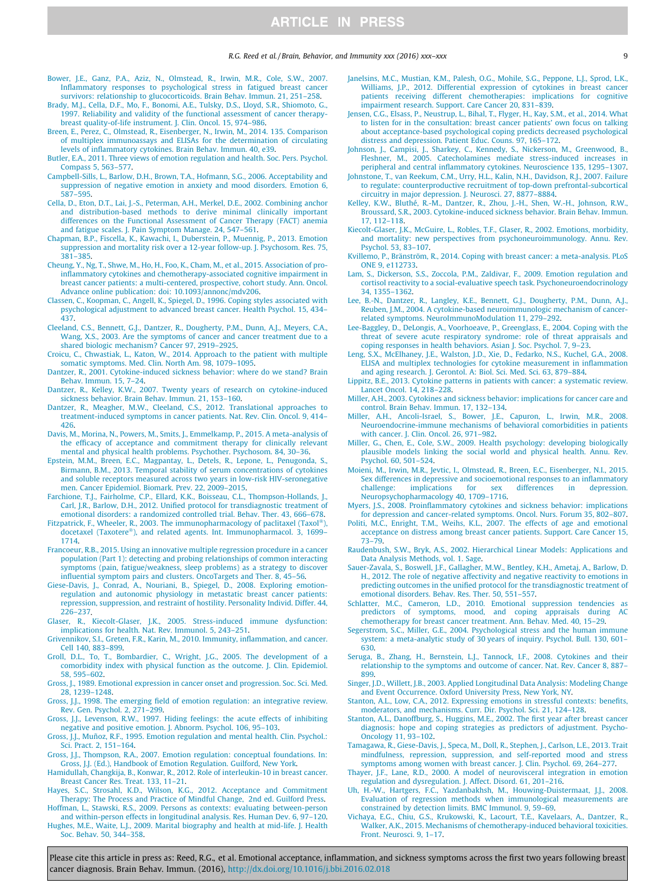Bower, J.E., Ganz, P.A., Aziz, N., Olmstead, R., Irwin, M.R., Cole, S.W., 2007. Inflammatory responses to psychological stress in fatigued breast cancer survivors: relationship to glucocorticoids. Brain Behav. Immun. 21, 251–258.

Brady, M.J., Cella, D.F., Mo, F., Bonomi, A.E., Tulsky, D.S., Lloyd, S.R., Shiomoto, G., 1997. Reliability and validity of the functional assessment of cancer therapy-breast quality-of-life instrument. J. Clin. Oncol. 15, 974–986.

Breen, E., Perez, C., Olmstead, R., Eisenberger, N., Irwin, M., 2014. 135. Comparison of multiplex immunoassays and ELISAs for the determination of circulating levels of inflammatory cytokines. Brain Behav. Immun. 40, e39.

Butler, E.A., 2011. Three views of emotion regulation and health. Soc. Pers. Psychol. Compass 5, 563–577.

Campbell-Sills, L., Barlow, D.H., Brown, T.A., Hofmann, S.G., 2006. Acceptability and suppression of negative emotion in anxiety and mood disorders. Emotion 6, 587–595.

Cella, D., Eton, D.T., Lai, J.-S., Peterman, A.H., Merkel, D.E., 2002. Combining anchor and distribution-based methods to derive minimal clinically important differences on the Functional Assessment of Cancer Therapy (FACT) anemia and fatigue scales. J. Pain Symptom Manage. 24, 547–561.

Chapman, B.P., Fiscella, K., Kawachi, I., Duberstein, P., Muennig, P., 2013. Emotion suppression and mortality risk over a 12-year follow-up. J. Psychosom. Res. 75, 381–385.

Cheung, Y., Ng, T., Shwe, M., Ho, H., Foo, K., Cham, M., et al., 2015. Association of proinflammatory cytokines and chemotherapy-associated cognitive impairment in breast cancer patients: a multi-centered, prospective, cohort study. Ann. Oncol. Advance online publication: doi: 10.1093/annonc/mdv206.

Classen, C., Koopman, C., Angell, K., Spiegel, D., 1996. Coping styles associated with psychological adjustment to advanced breast cancer. Health Psychol. 15, 434–437.

Cleeland, C.S., Bennett, G.J., Dantzer, R., Dougherty, P.M., Dunn, A.J., Meyers, C.A., Wang, X.S., 2003. Are the symptoms of cancer and cancer treatment due to a shared biologic mechanism? Cancer 97, 2919–2925.

Croicu, C., Chwastiak, L., Katon, W., 2014. Approach to the patient with multiple somatic symptoms. Med. Clin. North Am. 98, 1079–1095.

Dantzer, R., 2001. Cytokine-induced sickness behavior: where do we stand? Brain Behav. Immun. 15, 7–24.

Dantzer, R., Kelley, K.W., 2007. Twenty years of research on cytokine-induced sickness behavior. Brain Behav. Immun. 21, 153–160.

Dantzer, R., Meagher, M.W., Cleeland, C.S., 2012. Translational approaches to treatment-induced symptoms in cancer patients. Nat. Rev. Clin. Oncol. 9, 414–426.

Davis, M., Morina, N., Powers, M., Smits, J., Emmelkamp, P., 2015. A meta-analysis of the efficacy of acceptance and commitment therapy for clinically relevant mental and physical health problems. Psychother. Psychosom. 84, 30–36.

Epstein, M.M., Breen, E.C., Magpantay, L., Detels, R., Lepone, L., Penugonda, S., Birmann, B.M., 2013. Temporal stability of serum concentrations of cytokines and soluble receptors measured across two years in low-risk HIV-seronegative men. Cancer Epidemiol. Biomark. Prev. 22, 2009–2015.

Farchione, T.J., Fairholme, C.P., Ellard, K.K., Boisseau, C.L., Thompson-Hollands, J., Carl, J.R., Barlow, D.H., 2012. Unified protocol for transdiagnostic treatment of emotional disorders: a randomized controlled trial. Behav. Ther. 43, 666–678.

Fitzpatrick, F., Wheeler, R., 2003. The immunopharmacology of paclitaxel (Taxol®), docetaxel (Taxotere®), and related agents. Int. Immunopharmacol. 3, 1699–1714.

Francoeur, R.B., 2015. Using an innovative multiple regression procedure in a cancer population (Part 1): detecting and probing relationships of common interacting symptoms (pain, fatigue/weakness, sleep problems) as a strategy to discover influential symptom pairs and clusters. OncoTargets and Ther. 8, 45–56.

Giese-Davis, J., Conrad, A., Nouriani, B., Spiegel, D., 2008. Exploring emotion-regulation and autonomic physiology in metastatic breast cancer patients: repression, suppression, and restraint of hostility. Personality Individ. Differ. 44, 226–237.

Glaser, R., Kiecolt-Glaser, J.K., 2005. Stress-induced immune dysfunction: implications for health. Nat. Rev. Immunol. 5, 243–251.

Grivennikov, S.I., Greten, F.R., Karin, M., 2010. Immunity, inflammation, and cancer. Cell 140, 883–899.

Groll, D.L., To, T., Bombardier, C., Wright, J.G., 2005. The development of a comorbidity index with physical function as the outcome. J. Clin. Epidemiol. 58, 595–602.

Gross, J., 1989. Emotional expression in cancer onset and progression. Soc. Sci. Med. 28, 1239–1248.

Gross, J.J., 1998. The emerging field of emotion regulation: an integrative review. Rev. Gen. Psychol. 2, 271–299.

Gross, J.J., Levenson, R.W., 1997. Hiding feelings: the acute effects of inhibiting negative and positive emotion. J. Abnorm. Psychol. 106, 95–103.

Gross, J.J., Muñoz, R.F., 1995. Emotion regulation and mental health. Clin. Psychol.: Sci. Pract. 2, 151–164.

Gross, J.J., Thompson, R.A., 2007. Emotion regulation: conceptual foundations. In: Gross, J.J. (Ed.), Handbook of Emotion Regulation. Guilford, New York.

Hamidullah, Changkija, B., Konwar, R., 2012. Role of interleukin-10 in breast cancer. Breast Cancer Res. Treat. 133, 11–21.

Hayes, S.C., Strosahl, K.D., Wilson, K.G., 2012. Acceptance and Commitment Therapy: The Process and Practice of Mindful Change, 2nd ed. Guilford Press.

Hoffman, L., Stawski, R.S., 2009. Persons as contexts: evaluating between-person and within-person effects in longitudinal analysis. Res. Human Dev. 6, 97–120.

Hughes, M.E., Waite, L.J., 2009. Marital biography and health at mid-life. J. Health Soc. Behav. 50, 344–358.

Janelsins, M.C., Mustian, K.M., Palesh, O.G., Mohile, S.G., Peppone, L.J., Sprod, L.K., Williams, J.P., 2012. Differential expression of cytokines in breast cancer patients receiving different chemotherapies: implications for cognitive impairment research. Support. Care Cancer 20, 831–839.

Jensen, C.G., Elsass, P., Neustrup, L., Bihal, T., Flyger, H., Kay, S.M., et al., 2014. What to listen for in the consultation: breast cancer patients' own focus on talking about acceptance-based psychological coping predicts decreased psychological distress and depression. Patient Educ. Couns. 97, 165–172.

Johnson, J., Campisi, J., Sharkey, C., Kennedy, S., Nickerson, M., Greenwood, B., Fleshner, M., 2005. Catecholamines mediate stress-induced increases in peripheral and central inflammatory cytokines. Neuroscience 135, 1295–1307.

Johnstone, T., van Reekum, C.M., Urry, H.L., Kalin, N.H., Davidson, R.J., 2007. Failure to regulate: counterproductive recruitment of top-down prefrontal-subcortical circuitry in major depression. J. Neurosci. 27, 8877–8884.

Kelley, K.W., Bluthé, R.-M., Dantzer, R., Zhou, J.-H., Shen, W.-H., Johnson, R.W., Broussard, S.R., 2003. Cytokine-induced sickness behavior. Brain Behav. Immun. 17, 112–118.

Kiecolt-Glaser, J.K., McGuire, L., Robles, T.F., Glaser, R., 2002. Emotions, morbidity, and mortality: new perspectives from psychoneuroimmunology. Annu. Rev. Psychol. 53, 83–107.

Kvillemo, P., Bränström, R., 2014. Coping with breast cancer: a meta-analysis. PLoS ONE 9, e112733.

Lam, S., Dickerson, S.S., Zoccola, P.M., Zaldivar, F., 2009. Emotion regulation and cortisol reactivity to a social-evaluative speech task. Psychoneuroendocrinology 34, 1355–1362.

Lee, B.-N., Dantzer, R., Langley, K.E., Bennett, G.J., Dougherty, P.M., Dunn, A.J., Reuben, J.M., 2004. A cytokine-based neuroimmunologic mechanism of cancer-related symptoms. NeuroImmunoModulation 11, 279–292.

Lee-Baggley, D., DeLongis, A., Voorhoeave, P., Greenglass, E., 2004. Coping with the threat of severe acute respiratory syndrome: role of threat appraisals and coping responses in health behaviors. Asian J. Soc. Psychol. 7, 9–23.

Leng, S.X., McElhaney, J.E., Walston, J.D., Xie, D., Fedarko, N.S., Kuchel, G.A., 2008. ELISA and multiplex technologies for cytokine measurement in inflammation and aging research. J. Gerontol. A: Biol. Sci. Med. Sci. 63, 879–884.

Lippitz, B.E., 2013. Cytokine patterns in patients with cancer: a systematic review. Lancet Oncol. 14, 218–228.

Miller, A.H., 2003. Cytokines and sickness behavior: implications for cancer care and control. Brain Behav. Immun. 17, 132–134.

Miller, A.H., Ancoli-Israel, S., Bower, J.E., Capuron, L., Irwin, M.R., 2008. Neuroendocrine-immune mechanisms of behavioral comorbidities in patients with cancer. J. Clin. Oncol. 26, 971–982.

Miller, G., Chen, E., Cole, S.W., 2009. Health psychology: developing biologically plausible models linking the social world and physical health. Annu. Rev. Psychol. 60, 501–524.

Moieni, M., Irwin, M.R., Jevtic, I., Olmstead, R., Breen, E.C., Eisenberger, N.I., 2015. Sex differences in depressive and socioemotional responses to an inflammatory challenge: implications for sex differences in depression. Neuropsychopharmacology 40, 1709–1716.

Myers, J.S., 2008. Proinflammatory cytokines and sickness behavior: implications for depression and cancer-related symptoms. Oncol. Nurs. Forum 35, 802–807.

Politi, M.C., Enright, T.M., Weihs, K.L., 2007. The effects of age and emotional acceptance on distress among breast cancer patients. Support. Care Cancer 15, 73–79.

Raudenbush, S.W., Bryk, A.S., 2002. Hierarchical Linear Models: Applications and Data Analysis Methods, vol. 1. Sage.

Sauer-Zavala, S., Boswell, J.F., Gallagher, M.W., Bentley, K.H., Ametaj, A., Barlow, D. H., 2012. The role of negative affectivity and negative reactivity to emotions in predicting outcomes in the unified protocol for the transdiagnostic treatment of emotional disorders. Behav. Res. Ther. 50, 551–557.

Schlatter, M.C., Cameron, L.D., 2010. Emotional suppression tendencies as predictors of symptoms, mood, and coping appraisals during AC chemotherapy for breast cancer treatment. Ann. Behav. Med. 40, 15–29.

Segerstrom, S.C., Miller, G.E., 2004. Psychological stress and the human immune system: a meta-analytic study of 30 years of inquiry. Psychol. Bull. 130, 601–630.

Seruga, B., Zhang, H., Bernstein, L.J., Tannock, I.F., 2008. Cytokines and their relationship to the symptoms and outcome of cancer. Nat. Rev. Cancer 8, 887–899.

Singer, J.D., Willett, J.B., 2003. Applied Longitudinal Data Analysis: Modeling Change and Event Occurrence. Oxford University Press, New York, NY.

Stanton, A.L., Low, C.A., 2012. Expressing emotions in stressful contexts: benefits, moderators, and mechanisms. Curr. Dir. Psychol. Sci. 21, 124–128.

Stanton, A.L., Danoffburg, S., Huggins, M.E., 2002. The first year after breast cancer diagnosis: hope and coping strategies as predictors of adjustment. Psycho-Oncology 11, 93–102.

Tamagawa, R., Giese-Davis, J., Speca, M., Doll, R., Stephen, J., Carlson, L.E., 2013. Trait mindfulness, repression, suppression, and self-reported mood and stress symptoms among women with breast cancer. J. Clin. Psychol. 69, 264–277.

Thayer, J.F., Lane, R.D., 2000. A model of neurovisceral integration in emotion regulation and dysregulation. J. Affect. Disord. 61, 201–216.

Uh, H.-W., Hartgers, F.C., Yazdanbakhsh, M., Houwing-Duistermaat, J.J., 2008. Evaluation of regression methods when immunological measurements are constrained by detection limits. BMC Immunol. 9, 59–69.

Vichaya, E.G., Chiu, G.S., Krukowski, K., Lacourt, T.E., Kavelaars, A., Dantzer, R., Walker, A.K., 2015. Mechanisms of chemotherapy-induced behavioral toxicities. Front. Neurosci. 9, 1–17.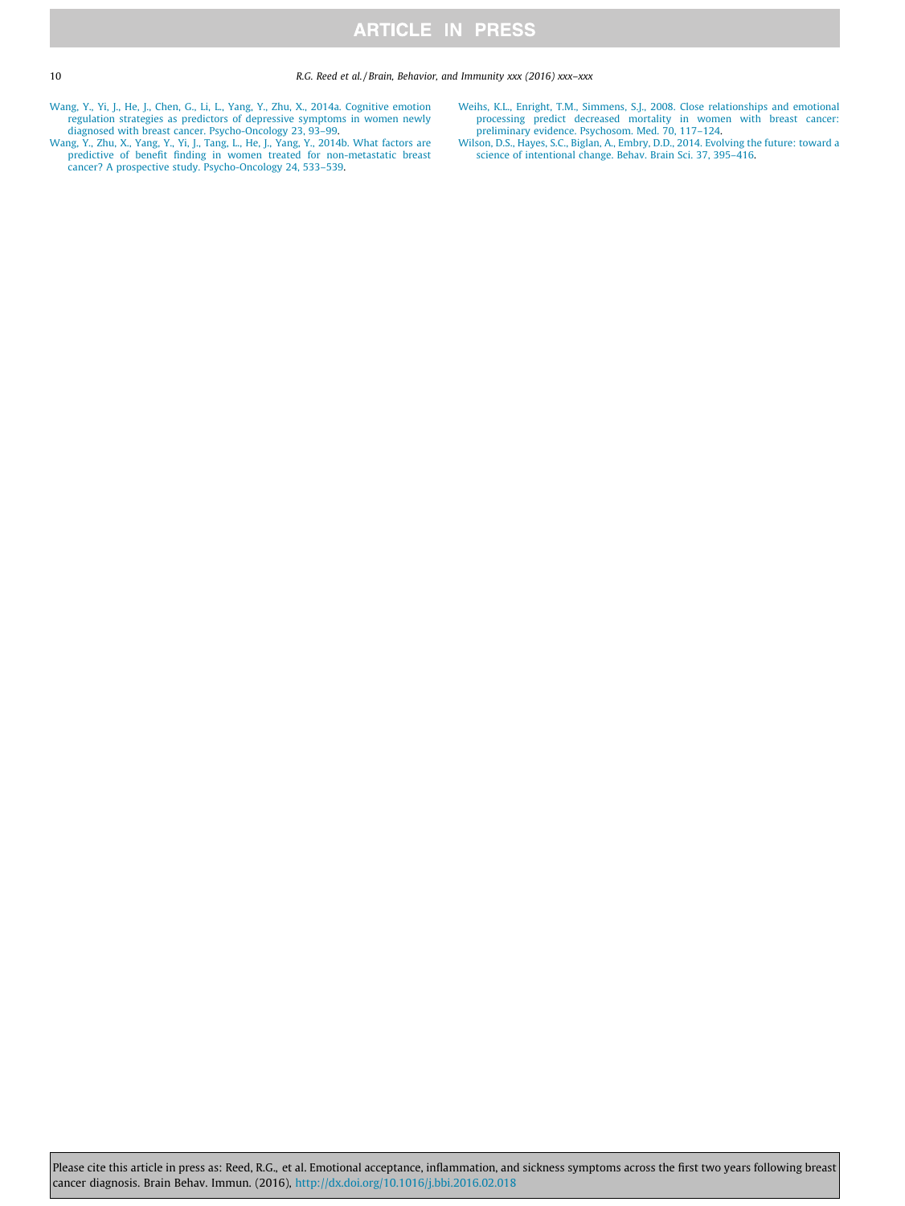Wang, Y., Yi, J., He, J., Chen, G., Li, L., Yang, Y., Zhu, X., 2014a. Cognitive emotion regulation strategies as predictors of depressive symptoms in women newly diagnosed with breast cancer. Psycho-Oncology 23, 93–99.

Wang, Y., Zhu, X., Yang, Y., Yi, J., Tang, L., He, J., Yang, Y., 2014b. What factors are predictive of benefit finding in women treated for non-metastatic breast cancer? A prospective study. Psycho-Oncology 24, 533–539.

Weihs, K.L., Enright, T.M., Simmens, S.J., 2008. Close relationships and emotional processing predict decreased mortality in women with breast cancer: preliminary evidence. Psychosom. Med. 70, 117–124.

Wilson, D.S., Hayes, S.C., Biglan, A., Embry, D.D., 2014. Evolving the future: toward a science of intentional change. Behav. Brain Sci. 37, 395–416.